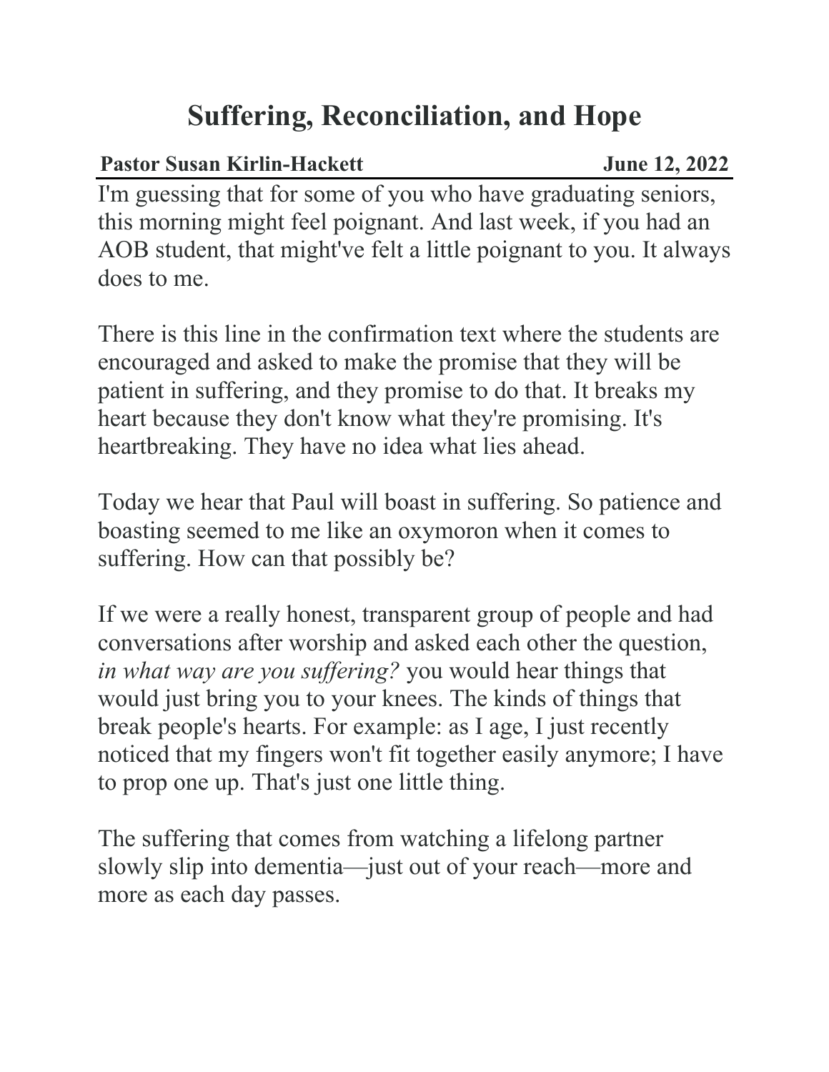# Suffering, Reconciliation, and Hope

**Pastor Susan Kirlin-Hackett** **June 12, 2022**

I'm guessing that for some of you who have graduating seniors, this morning might feel poignant. And last week, if you had an AOB student, that might've felt a little poignant to you. It always does to me.

There is this line in the confirmation text where the students are encouraged and asked to make the promise that they will be patient in suffering, and they promise to do that. It breaks my heart because they don't know what they're promising. It's heartbreaking. They have no idea what lies ahead.

Today we hear that Paul will boast in suffering. So patience and boasting seemed to me like an oxymoron when it comes to suffering. How can that possibly be?

If we were a really honest, transparent group of people and had conversations after worship and asked each other the question, *in what way are you suffering?* you would hear things that would just bring you to your knees. The kinds of things that break people's hearts. For example: as I age, I just recently noticed that my fingers won't fit together easily anymore; I have to prop one up. That's just one little thing.

The suffering that comes from watching a lifelong partner slowly slip into dementia—just out of your reach—more and more as each day passes.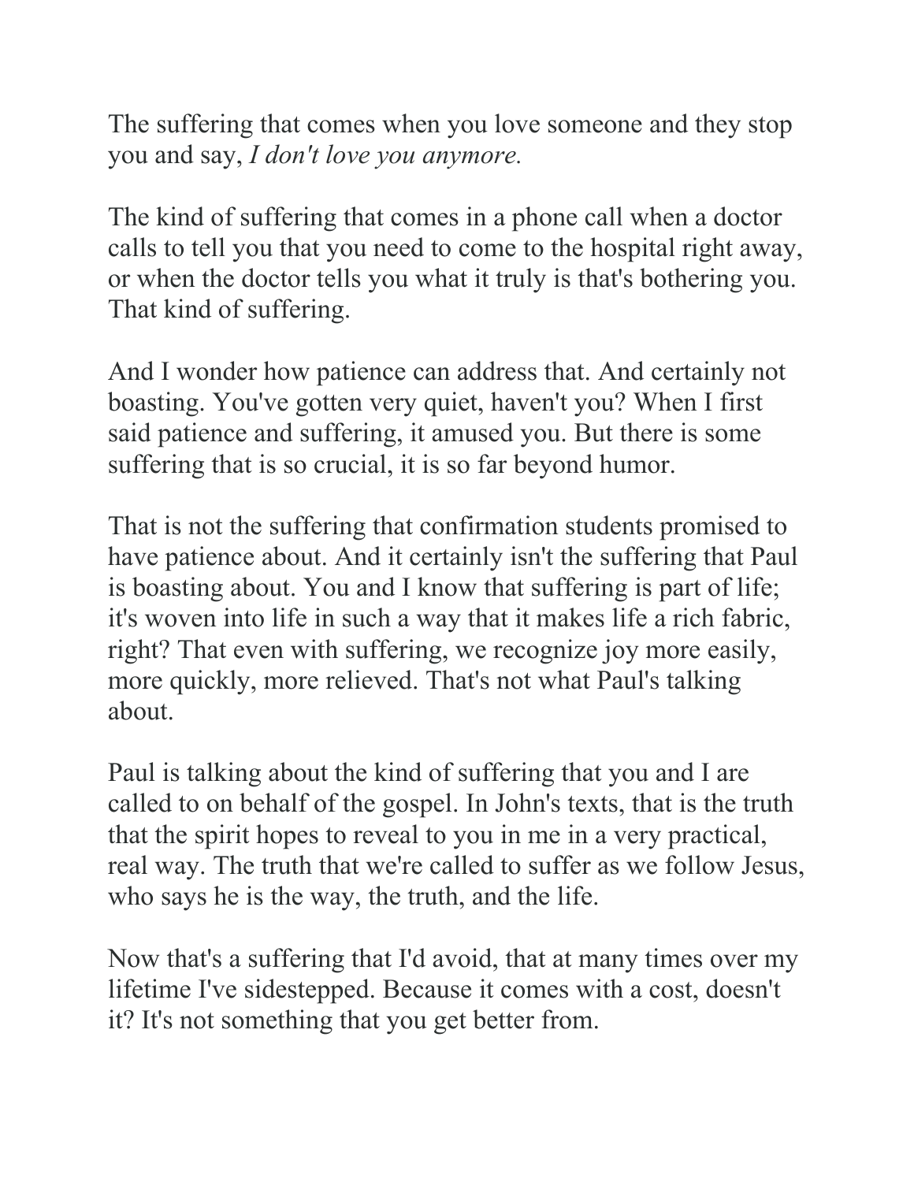The suffering that comes when you love someone and they stop you and say, *I don't love you anymore.*

The kind of suffering that comes in a phone call when a doctor calls to tell you that you need to come to the hospital right away, or when the doctor tells you what it truly is that's bothering you. That kind of suffering.

And I wonder how patience can address that. And certainly not boasting. You've gotten very quiet, haven't you? When I first said patience and suffering, it amused you. But there is some suffering that is so crucial, it is so far beyond humor.

That is not the suffering that confirmation students promised to have patience about. And it certainly isn't the suffering that Paul is boasting about. You and I know that suffering is part of life; it's woven into life in such a way that it makes life a rich fabric, right? That even with suffering, we recognize joy more easily, more quickly, more relieved. That's not what Paul's talking about.

Paul is talking about the kind of suffering that you and I are called to on behalf of the gospel. In John's texts, that is the truth that the spirit hopes to reveal to you in me in a very practical, real way. The truth that we're called to suffer as we follow Jesus, who says he is the way, the truth, and the life.

Now that's a suffering that I'd avoid, that at many times over my lifetime I've sidestepped. Because it comes with a cost, doesn't it? It's not something that you get better from.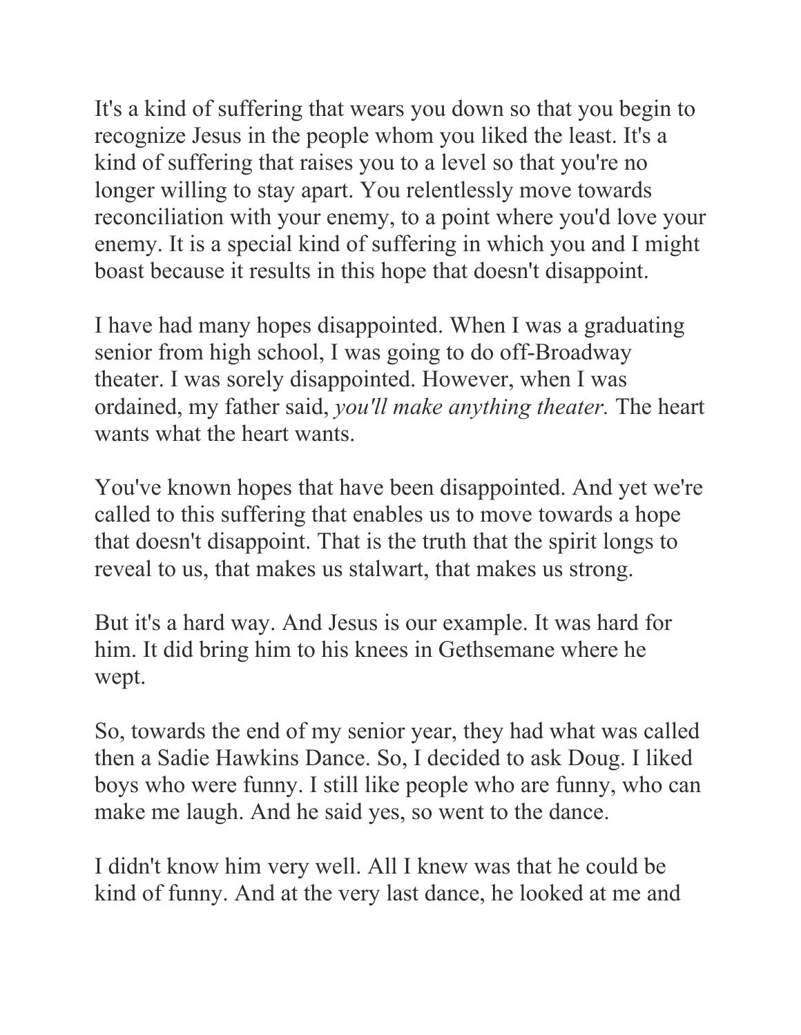It's a kind of suffering that wears you down so that you begin to recognize Jesus in the people whom you liked the least. It's a kind of suffering that raises you to a level so that you're no longer willing to stay apart. You relentlessly move towards reconciliation with your enemy, to a point where you'd love your enemy. It is a special kind of suffering in which you and I might boast because it results in this hope that doesn't disappoint.

I have had many hopes disappointed. When I was a graduating senior from high school, I was going to do off-Broadway theater. I was sorely disappointed. However, when I was ordained, my father said, *you'll make anything theater.* The heart wants what the heart wants.

You've known hopes that have been disappointed. And yet we're called to this suffering that enables us to move towards a hope that doesn't disappoint. That is the truth that the spirit longs to reveal to us, that makes us stalwart, that makes us strong.

But it's a hard way. And Jesus is our example. It was hard for him. It did bring him to his knees in Gethsemane where he wept.

So, towards the end of my senior year, they had what was called then a Sadie Hawkins Dance. So, I decided to ask Doug. I liked boys who were funny. I still like people who are funny, who can make me laugh. And he said yes, so went to the dance.

I didn't know him very well. All I knew was that he could be kind of funny. And at the very last dance, he looked at me and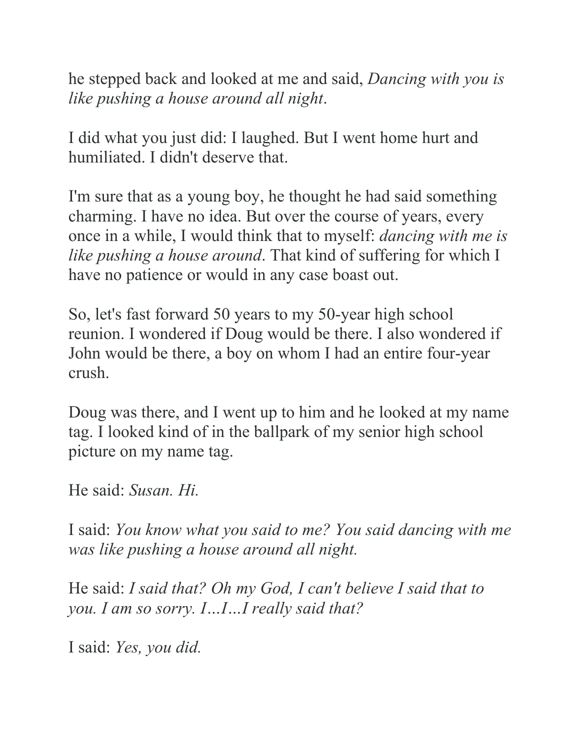he stepped back and looked at me and said, *Dancing with you is like pushing a house around all night*.

I did what you just did: I laughed. But I went home hurt and humiliated. I didn't deserve that.

I'm sure that as a young boy, he thought he had said something charming. I have no idea. But over the course of years, every once in a while, I would think that to myself: *dancing with me is like pushing a house around*. That kind of suffering for which I have no patience or would in any case boast out.

So, let's fast forward 50 years to my 50-year high school reunion. I wondered if Doug would be there. I also wondered if John would be there, a boy on whom I had an entire four-year crush.

Doug was there, and I went up to him and he looked at my name tag. I looked kind of in the ballpark of my senior high school picture on my name tag.

He said: *Susan. Hi.*

I said: *You know what you said to me? You said dancing with me was like pushing a house around all night.*

He said: *I said that? Oh my God, I can't believe I said that to you. I am so sorry. I…I…I really said that?*

I said: *Yes, you did.*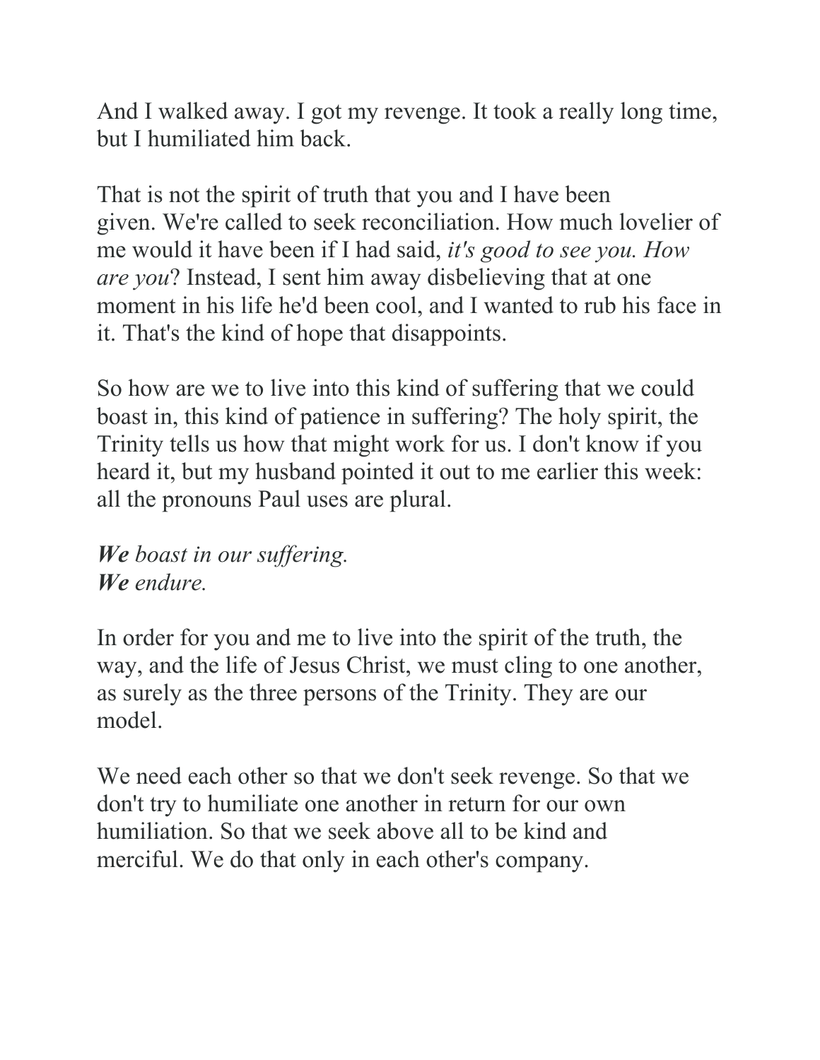And I walked away. I got my revenge. It took a really long time, but I humiliated him back.

That is not the spirit of truth that you and I have been given. We're called to seek reconciliation. How much lovelier of me would it have been if I had said, *it's good to see you. How are you*? Instead, I sent him away disbelieving that at one moment in his life he'd been cool, and I wanted to rub his face in it. That's the kind of hope that disappoints.

So how are we to live into this kind of suffering that we could boast in, this kind of patience in suffering? The holy spirit, the Trinity tells us how that might work for us. I don't know if you heard it, but my husband pointed it out to me earlier this week: all the pronouns Paul uses are plural.

***We*** *boast in our suffering.*
***We*** *endure.*

In order for you and me to live into the spirit of the truth, the way, and the life of Jesus Christ, we must cling to one another, as surely as the three persons of the Trinity. They are our model.

We need each other so that we don't seek revenge. So that we don't try to humiliate one another in return for our own humiliation. So that we seek above all to be kind and merciful. We do that only in each other's company.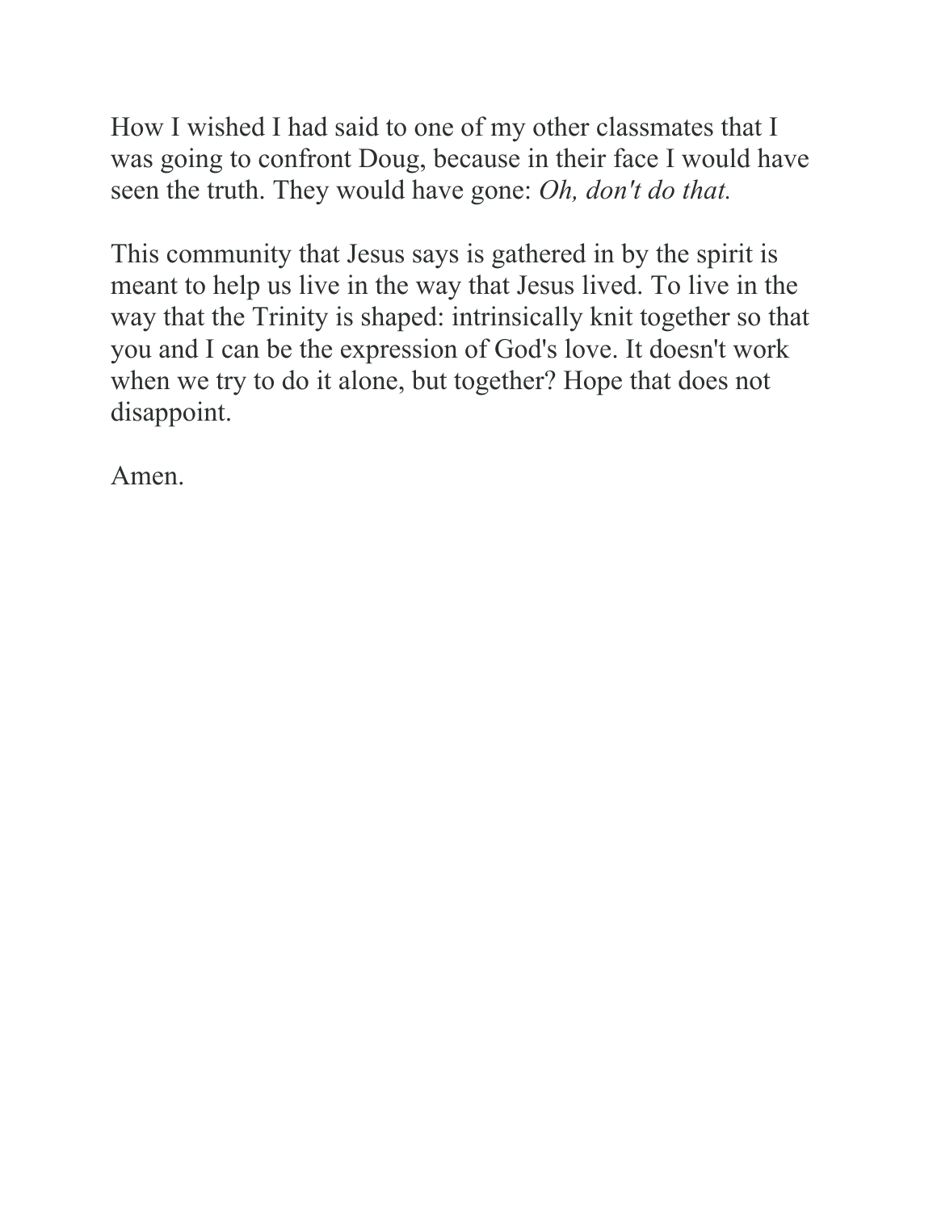How I wished I had said to one of my other classmates that I was going to confront Doug, because in their face I would have seen the truth. They would have gone: *Oh, don't do that.*

This community that Jesus says is gathered in by the spirit is meant to help us live in the way that Jesus lived. To live in the way that the Trinity is shaped: intrinsically knit together so that you and I can be the expression of God's love. It doesn't work when we try to do it alone, but together? Hope that does not disappoint.

Amen.